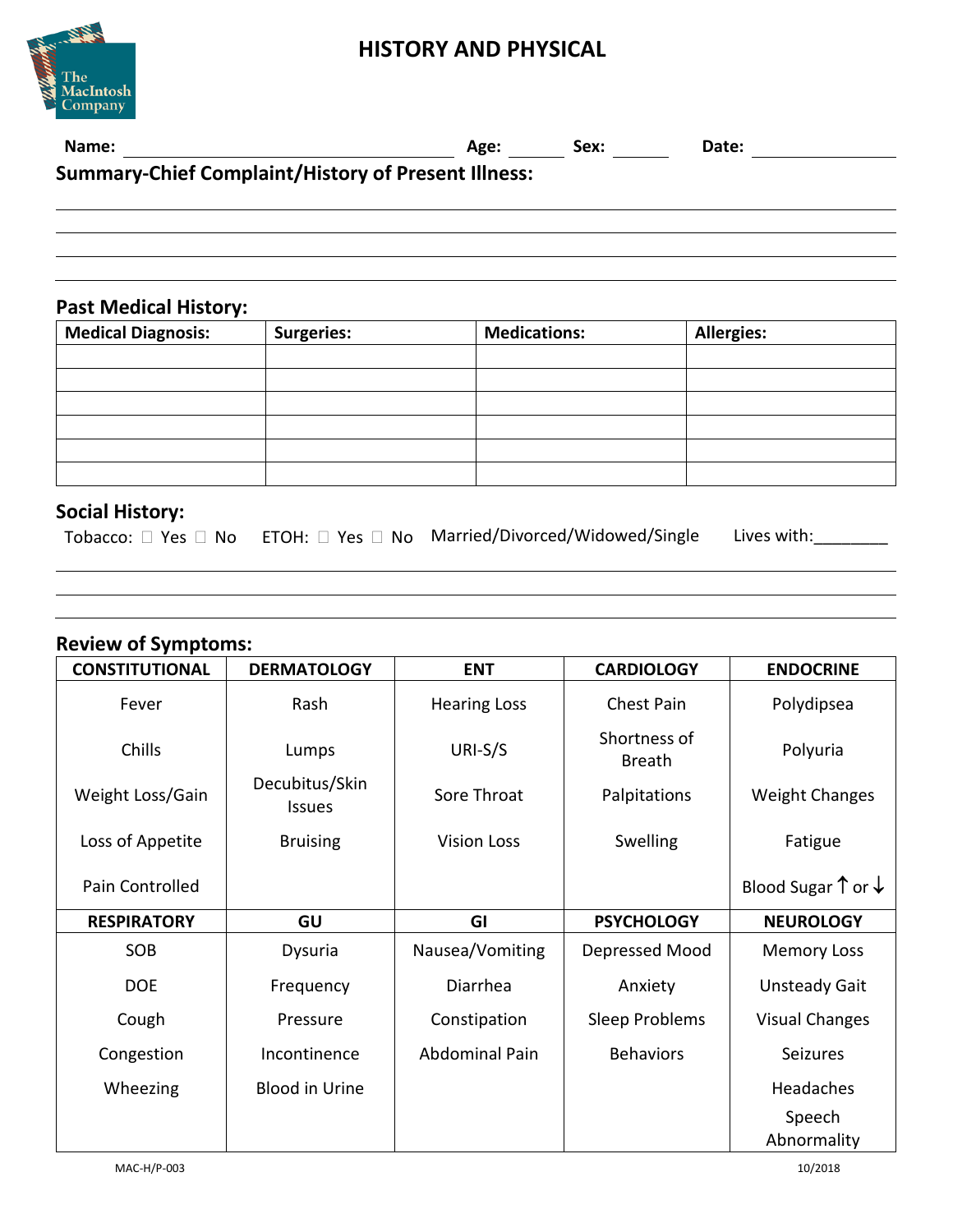# HISTORY AND PHYSICAL

The MacIntosh Company

**Name:** ______________________________ **Age:** ______ **Sex:** ______ **Date:** ______________

**Summary-Chief Complaint/History of Present Illness:**

______________________________________________________________________________

______________________________________________________________________________

______________________________________________________________________________

______________________________________________________________________________

## Past Medical History:

| Medical Diagnosis: | Surgeries: | Medications: | Allergies: |
|---|---|---|---|
| | | | |
| | | | |
| | | | |
| | | | |
| | | | |
| | | | |

## Social History:

Tobacco: ☐ Yes ☐ No ETOH: ☐ Yes ☐ No Married/Divorced/Widowed/Single Lives with:________

______________________________________________________________________________

______________________________________________________________________________

______________________________________________________________________________

## Review of Symptoms:

| CONSTITUTIONAL | DERMATOLOGY | ENT | CARDIOLOGY | ENDOCRINE |
|---|---|---|---|---|
| Fever | Rash | Hearing Loss | Chest Pain | Polydipsea |
| Chills | Lumps | URI-S/S | Shortness of Breath | Polyuria |
| Weight Loss/Gain | Decubitus/Skin Issues | Sore Throat | Palpitations | Weight Changes |
| Loss of Appetite | Bruising | Vision Loss | Swelling | Fatigue |
| Pain Controlled | | | | Blood Sugar ↑ or ↓ |
| **RESPIRATORY** | **GU** | **GI** | **PSYCHOLOGY** | **NEUROLOGY** |
| SOB | Dysuria | Nausea/Vomiting | Depressed Mood | Memory Loss |
| DOE | Frequency | Diarrhea | Anxiety | Unsteady Gait |
| Cough | Pressure | Constipation | Sleep Problems | Visual Changes |
| Congestion | Incontinence | Abdominal Pain | Behaviors | Seizures |
| Wheezing | Blood in Urine | | | Headaches |
| | | | | Speech Abnormality |

MAC-H/P-003 10/2018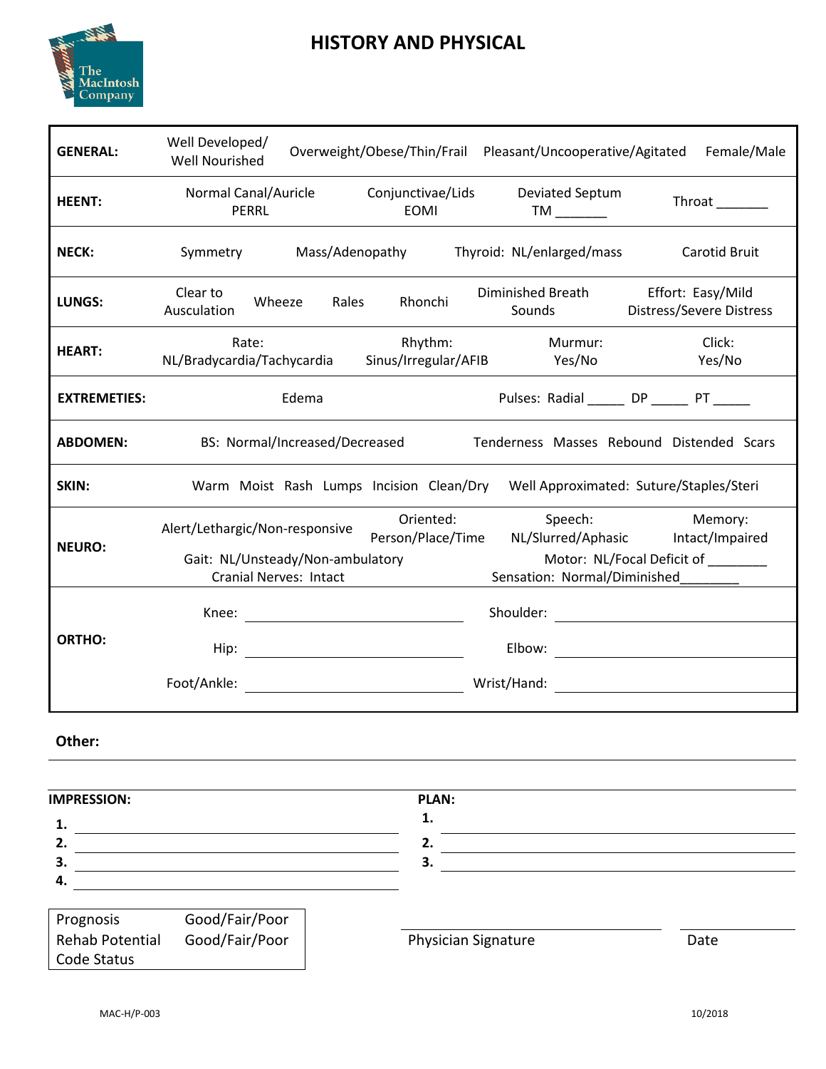# HISTORY AND PHYSICAL

| | | | | | | |
|---|---|---|---|---|---|---|
| **GENERAL:** | Well Developed/ Well Nourished | Overweight/Obese/Thin/Frail | Pleasant/Uncooperative/Agitated | Female/Male | | |
| **HEENT:** | Normal Canal/Auricle PERRL | Conjunctivae/Lids EOMI | Deviated Septum TM _______ | Throat _______ | | |
| **NECK:** | Symmetry | Mass/Adenopathy | Thyroid: NL/enlarged/mass | Carotid Bruit | | |
| **LUNGS:** | Clear to Ausculation | Wheeze | Rales | Rhonchi | Diminished Breath Sounds | Effort: Easy/Mild Distress/Severe Distress |
| **HEART:** | Rate: NL/Bradycardia/Tachycardia | Rhythm: Sinus/Irregular/AFIB | Murmur: Yes/No | Click: Yes/No | | |
| **EXTREMETIES:** | Edema | Pulses: Radial _____ DP _____ PT _____ | | | | |
| **ABDOMEN:** | BS: Normal/Increased/Decreased | Tenderness Masses Rebound Distended Scars | | | | |
| **SKIN:** | Warm Moist Rash Lumps Incision Clean/Dry | Well Approximated: Suture/Staples/Steri | | | | |
| **NEURO:** | Alert/Lethargic/Non-responsive | Oriented: Person/Place/Time | Speech: NL/Slurred/Aphasic | Memory: Intact/Impaired | | |
| | Gait: NL/Unsteady/Non-ambulatory Cranial Nerves: Intact | Motor: NL/Focal Deficit of ________ Sensation: Normal/Diminished________ | | | | |
| **ORTHO:** | Knee: ____________ | Shoulder: ____________ | | | | |
| | Hip: ____________ | Elbow: ____________ | | | | |
| | Foot/Ankle: ____________ | Wrist/Hand: ____________ | | | | |

**Other:** ________________________________________

**IMPRESSION:**

1. ____________________
2. ____________________
3. ____________________
4. ____________________

**PLAN:**

1. ____________________
2. ____________________
3. ____________________

| | |
|---|---|
| Prognosis | Good/Fair/Poor |
| Rehab Potential | Good/Fair/Poor |
| Code Status | |

____________________ Physician Signature

__________ Date

MAC-H/P-003

10/2018